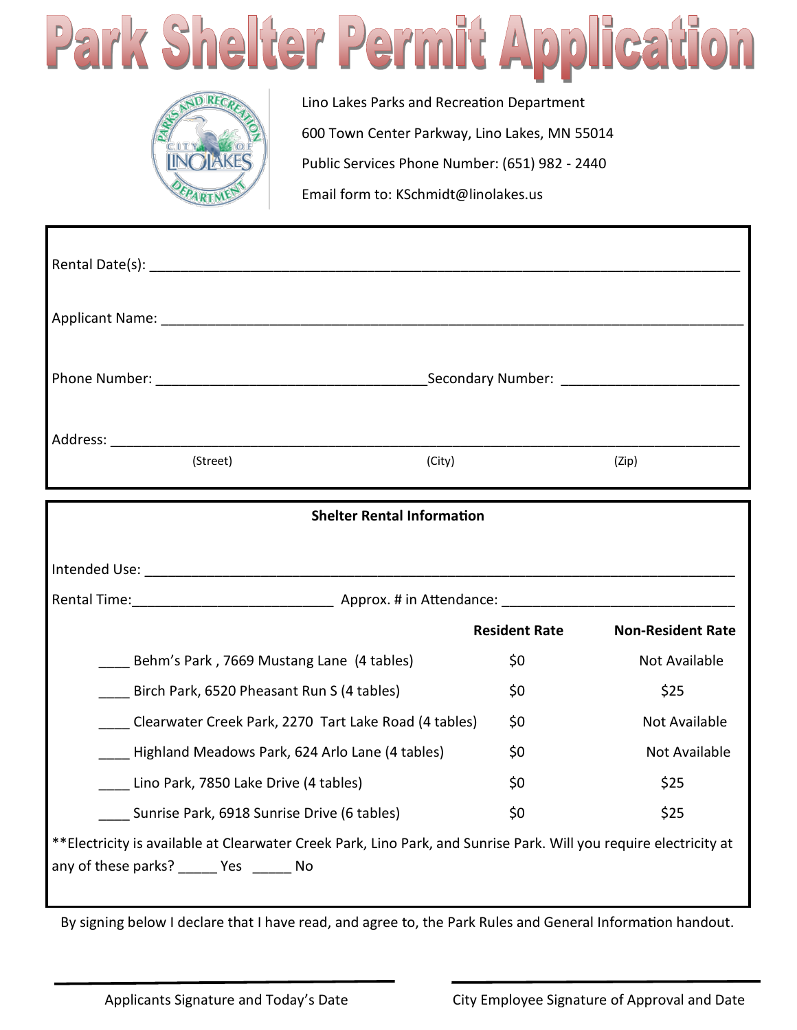# Park Shelter Permit Application

Lino Lakes Parks and Recreation Department

600 Town Center Parkway, Lino Lakes, MN 55014

Public Services Phone Number: (651) 982 - 2440

Email form to: KSchmidt@linolakes.us

Rental Date(s): ________________________________________________

Applicant Name: ________________________________________________

Phone Number: ______________________ Secondary Number: ______________________

Address: ________________________________________________
(Street) (City) (Zip)

**Shelter Rental Information**

Intended Use: ________________________________________________

Rental Time: ______________________ Approx. # in Attendance: ______________________

| | Resident Rate | Non-Resident Rate |
|---|---|---|
| ____ Behm's Park , 7669 Mustang Lane (4 tables) | $0 | Not Available |
| ____ Birch Park, 6520 Pheasant Run S (4 tables) | $0 | $25 |
| ____ Clearwater Creek Park, 2270 Tart Lake Road (4 tables) | $0 | Not Available |
| ____ Highland Meadows Park, 624 Arlo Lane (4 tables) | $0 | Not Available |
| ____ Lino Park, 7850 Lake Drive (4 tables) | $0 | $25 |
| ____ Sunrise Park, 6918 Sunrise Drive (6 tables) | $0 | $25 |

**Electricity is available at Clearwater Creek Park, Lino Park, and Sunrise Park. Will you require electricity at any of these parks? _____ Yes _____ No

By signing below I declare that I have read, and agree to, the Park Rules and General Information handout.

______________________________
Applicants Signature and Today's Date

______________________________
City Employee Signature of Approval and Date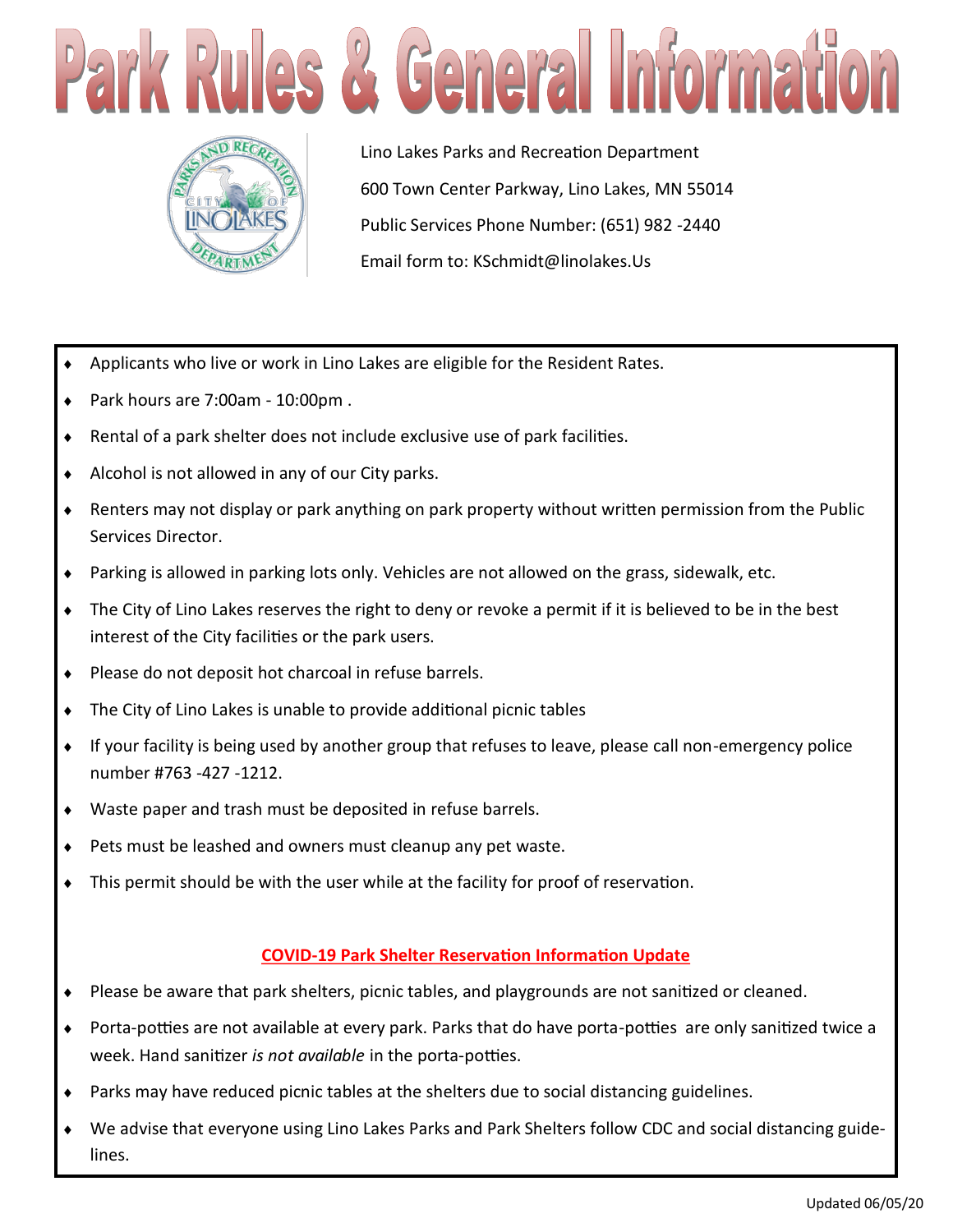# Park Rules & General Information

Lino Lakes Parks and Recreation Department

600 Town Center Parkway, Lino Lakes, MN 55014

Public Services Phone Number: (651) 982 -2440

Email form to: KSchmidt@linolakes.Us

- Applicants who live or work in Lino Lakes are eligible for the Resident Rates.
- Park hours are 7:00am - 10:00pm .
- Rental of a park shelter does not include exclusive use of park facilities.
- Alcohol is not allowed in any of our City parks.
- Renters may not display or park anything on park property without written permission from the Public Services Director.
- Parking is allowed in parking lots only. Vehicles are not allowed on the grass, sidewalk, etc.
- The City of Lino Lakes reserves the right to deny or revoke a permit if it is believed to be in the best interest of the City facilities or the park users.
- Please do not deposit hot charcoal in refuse barrels.
- The City of Lino Lakes is unable to provide additional picnic tables
- If your facility is being used by another group that refuses to leave, please call non-emergency police number #763 -427 -1212.
- Waste paper and trash must be deposited in refuse barrels.
- Pets must be leashed and owners must cleanup any pet waste.
- This permit should be with the user while at the facility for proof of reservation.

**COVID-19 Park Shelter Reservation Information Update**

- Please be aware that park shelters, picnic tables, and playgrounds are not sanitized or cleaned.
- Porta-potties are not available at every park. Parks that do have porta-potties are only sanitized twice a week. Hand sanitizer *is not available* in the porta-potties.
- Parks may have reduced picnic tables at the shelters due to social distancing guidelines.
- We advise that everyone using Lino Lakes Parks and Park Shelters follow CDC and social distancing guidelines.

Updated 06/05/20